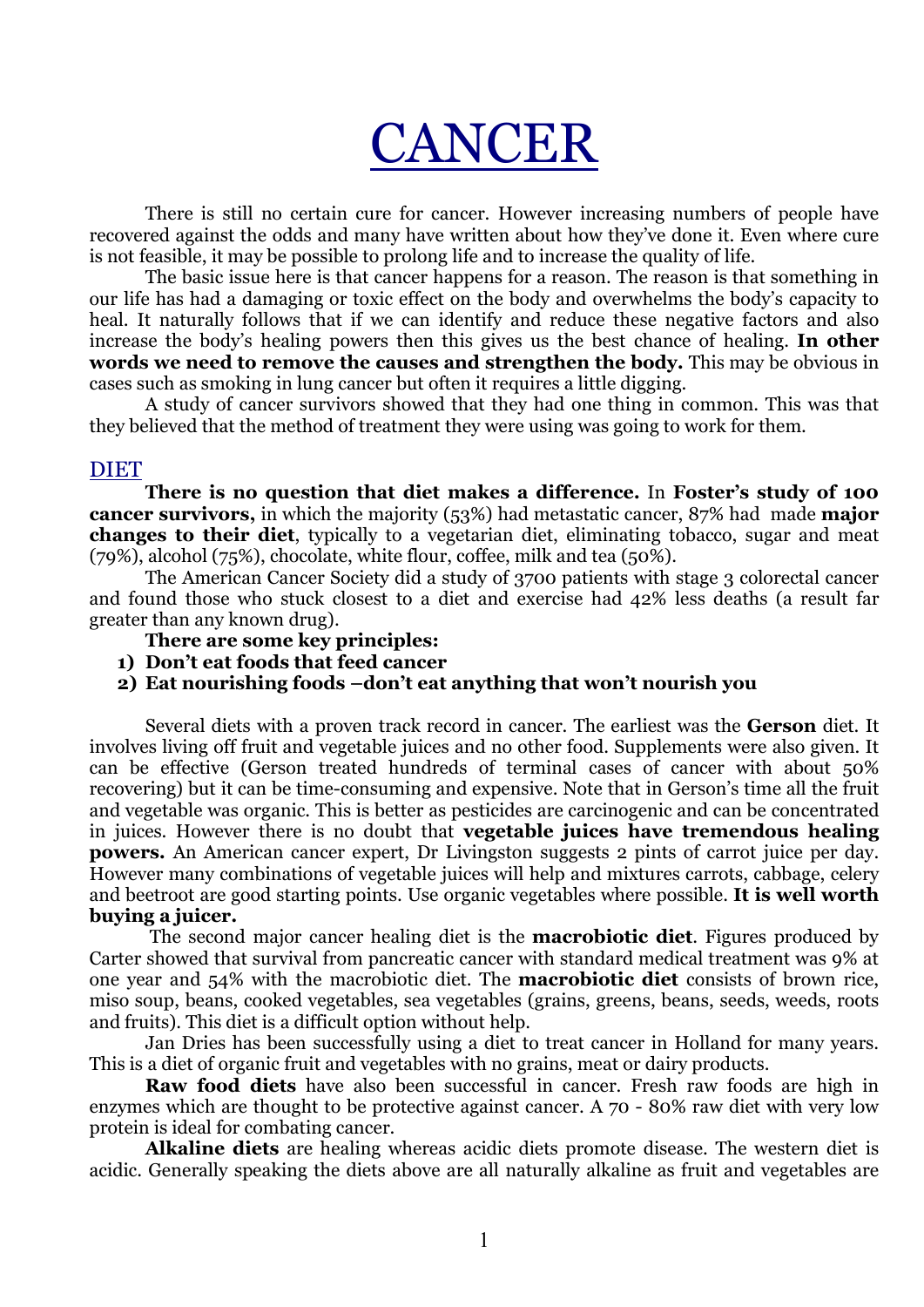# CANCER

There is still no certain cure for cancer. However increasing numbers of people have recovered against the odds and many have written about how they've done it. Even where cure is not feasible, it may be possible to prolong life and to increase the quality of life.

The basic issue here is that cancer happens for a reason. The reason is that something in our life has had a damaging or toxic effect on the body and overwhelms the body's capacity to heal. It naturally follows that if we can identify and reduce these negative factors and also increase the body's healing powers then this gives us the best chance of healing. **In other words we need to remove the causes and strengthen the body.** This may be obvious in cases such as smoking in lung cancer but often it requires a little digging.

A study of cancer survivors showed that they had one thing in common. This was that they believed that the method of treatment they were using was going to work for them.

## DIET

**There is no question that diet makes a difference.** In **Foster's study of 100 cancer survivors,** in which the majority (53%) had metastatic cancer, 87% had made **major changes to their diet**, typically to a vegetarian diet, eliminating tobacco, sugar and meat (79%), alcohol (75%), chocolate, white flour, coffee, milk and tea (50%).

The American Cancer Society did a study of 3700 patients with stage 3 colorectal cancer and found those who stuck closest to a diet and exercise had 42% less deaths (a result far greater than any known drug).

**There are some key principles:**

1) **Don't eat foods that feed cancer**
2) **Eat nourishing foods –don't eat anything that won't nourish you**

Several diets with a proven track record in cancer. The earliest was the **Gerson** diet. It involves living off fruit and vegetable juices and no other food. Supplements were also given. It can be effective (Gerson treated hundreds of terminal cases of cancer with about 50% recovering) but it can be time-consuming and expensive. Note that in Gerson's time all the fruit and vegetable was organic. This is better as pesticides are carcinogenic and can be concentrated in juices. However there is no doubt that **vegetable juices have tremendous healing powers.** An American cancer expert, Dr Livingston suggests 2 pints of carrot juice per day. However many combinations of vegetable juices will help and mixtures carrots, cabbage, celery and beetroot are good starting points. Use organic vegetables where possible. **It is well worth buying a juicer.**

The second major cancer healing diet is the **macrobiotic diet**. Figures produced by Carter showed that survival from pancreatic cancer with standard medical treatment was 9% at one year and 54% with the macrobiotic diet. The **macrobiotic diet** consists of brown rice, miso soup, beans, cooked vegetables, sea vegetables (grains, greens, beans, seeds, weeds, roots and fruits). This diet is a difficult option without help.

Jan Dries has been successfully using a diet to treat cancer in Holland for many years. This is a diet of organic fruit and vegetables with no grains, meat or dairy products.

**Raw food diets** have also been successful in cancer. Fresh raw foods are high in enzymes which are thought to be protective against cancer. A 70 - 80% raw diet with very low protein is ideal for combating cancer.

**Alkaline diets** are healing whereas acidic diets promote disease. The western diet is acidic. Generally speaking the diets above are all naturally alkaline as fruit and vegetables are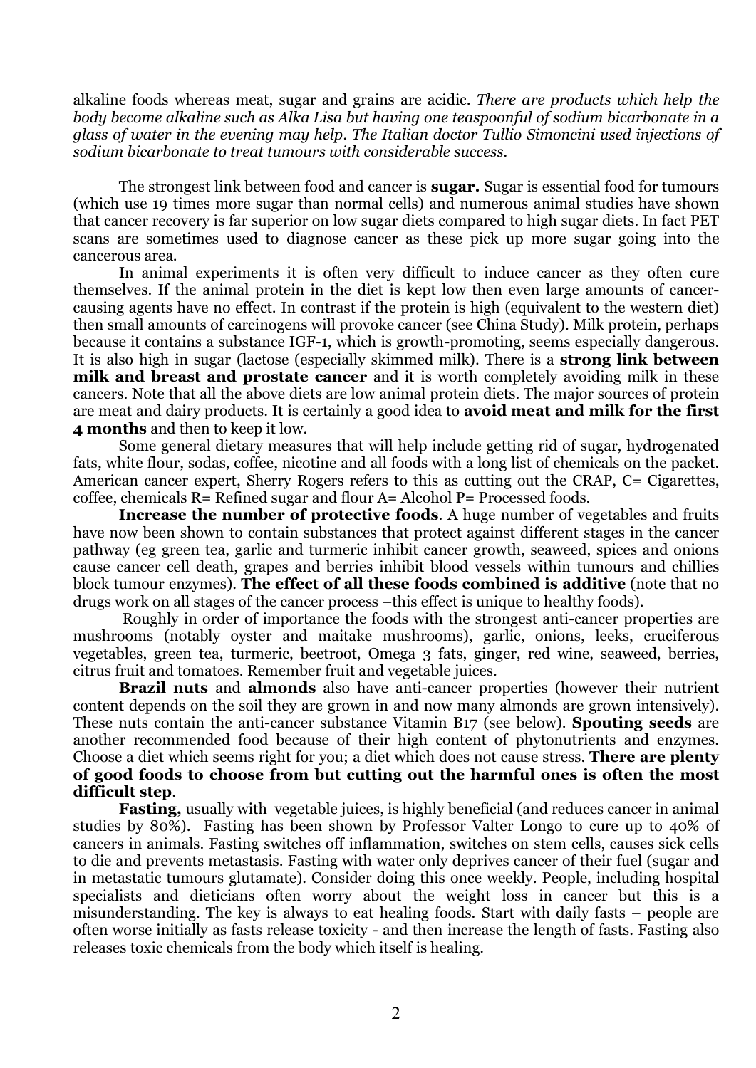alkaline foods whereas meat, sugar and grains are acidic. *There are products which help the body become alkaline such as Alka Lisa but having one teaspoonful of sodium bicarbonate in a glass of water in the evening may help. The Italian doctor Tullio Simoncini used injections of sodium bicarbonate to treat tumours with considerable success.*

The strongest link between food and cancer is **sugar.** Sugar is essential food for tumours (which use 19 times more sugar than normal cells) and numerous animal studies have shown that cancer recovery is far superior on low sugar diets compared to high sugar diets. In fact PET scans are sometimes used to diagnose cancer as these pick up more sugar going into the cancerous area.

In animal experiments it is often very difficult to induce cancer as they often cure themselves. If the animal protein in the diet is kept low then even large amounts of cancer-causing agents have no effect. In contrast if the protein is high (equivalent to the western diet) then small amounts of carcinogens will provoke cancer (see China Study). Milk protein, perhaps because it contains a substance IGF-1, which is growth-promoting, seems especially dangerous. It is also high in sugar (lactose (especially skimmed milk). There is a **strong link between milk and breast and prostate cancer** and it is worth completely avoiding milk in these cancers. Note that all the above diets are low animal protein diets. The major sources of protein are meat and dairy products. It is certainly a good idea to **avoid meat and milk for the first 4 months** and then to keep it low.

Some general dietary measures that will help include getting rid of sugar, hydrogenated fats, white flour, sodas, coffee, nicotine and all foods with a long list of chemicals on the packet. American cancer expert, Sherry Rogers refers to this as cutting out the CRAP, C= Cigarettes, coffee, chemicals R= Refined sugar and flour A= Alcohol P= Processed foods.

**Increase the number of protective foods**. A huge number of vegetables and fruits have now been shown to contain substances that protect against different stages in the cancer pathway (eg green tea, garlic and turmeric inhibit cancer growth, seaweed, spices and onions cause cancer cell death, grapes and berries inhibit blood vessels within tumours and chillies block tumour enzymes). **The effect of all these foods combined is additive** (note that no drugs work on all stages of the cancer process –this effect is unique to healthy foods).

Roughly in order of importance the foods with the strongest anti-cancer properties are mushrooms (notably oyster and maitake mushrooms), garlic, onions, leeks, cruciferous vegetables, green tea, turmeric, beetroot, Omega 3 fats, ginger, red wine, seaweed, berries, citrus fruit and tomatoes. Remember fruit and vegetable juices.

**Brazil nuts** and **almonds** also have anti-cancer properties (however their nutrient content depends on the soil they are grown in and now many almonds are grown intensively). These nuts contain the anti-cancer substance Vitamin B17 (see below). **Spouting seeds** are another recommended food because of their high content of phytonutrients and enzymes. Choose a diet which seems right for you; a diet which does not cause stress. **There are plenty of good foods to choose from but cutting out the harmful ones is often the most difficult step**.

**Fasting,** usually with vegetable juices, is highly beneficial (and reduces cancer in animal studies by 80%). Fasting has been shown by Professor Valter Longo to cure up to 40% of cancers in animals. Fasting switches off inflammation, switches on stem cells, causes sick cells to die and prevents metastasis. Fasting with water only deprives cancer of their fuel (sugar and in metastatic tumours glutamate). Consider doing this once weekly. People, including hospital specialists and dieticians often worry about the weight loss in cancer but this is a misunderstanding. The key is always to eat healing foods. Start with daily fasts – people are often worse initially as fasts release toxicity - and then increase the length of fasts. Fasting also releases toxic chemicals from the body which itself is healing.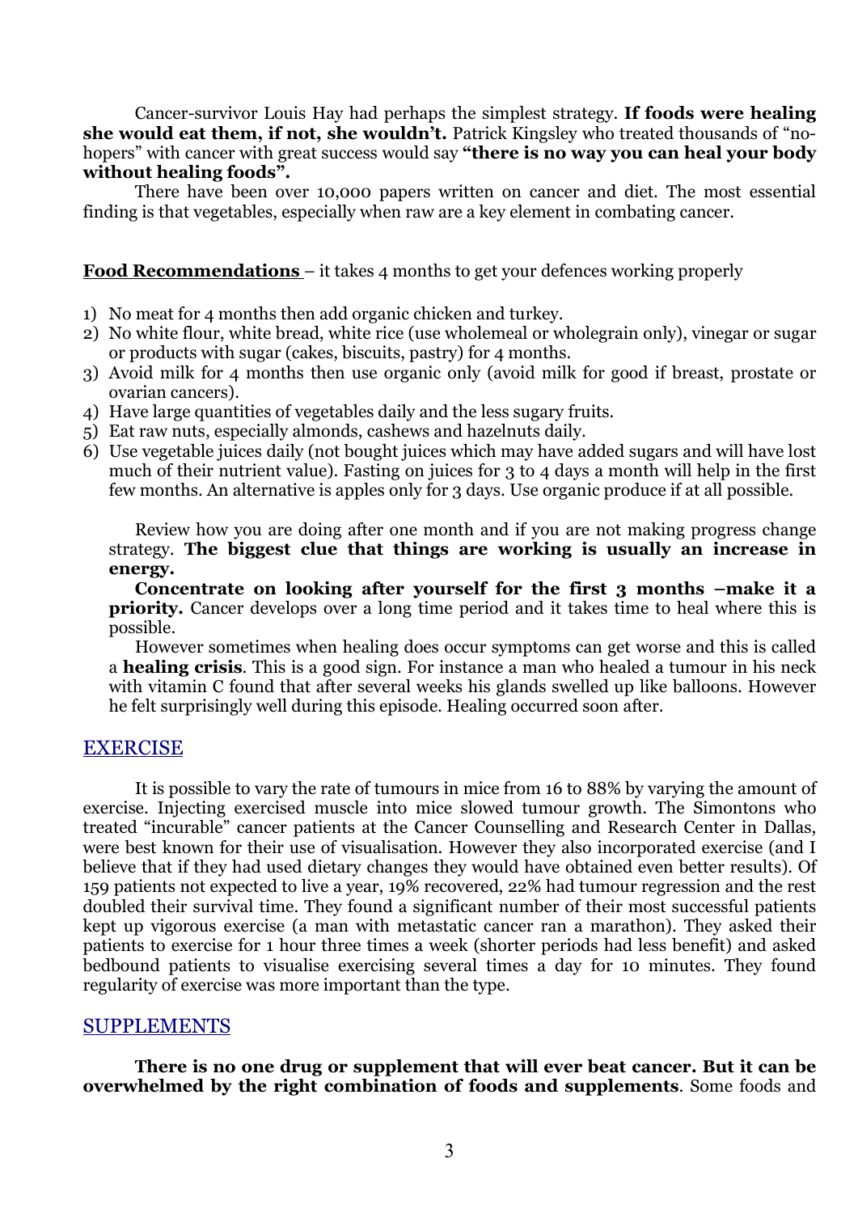Cancer-survivor Louis Hay had perhaps the simplest strategy. **If foods were healing she would eat them, if not, she wouldn't.** Patrick Kingsley who treated thousands of "no-hopers" with cancer with great success would say **"there is no way you can heal your body without healing foods".**

There have been over 10,000 papers written on cancer and diet. The most essential finding is that vegetables, especially when raw are a key element in combating cancer.

**Food Recommendations** – it takes 4 months to get your defences working properly

1) No meat for 4 months then add organic chicken and turkey.
2) No white flour, white bread, white rice (use wholemeal or wholegrain only), vinegar or sugar or products with sugar (cakes, biscuits, pastry) for 4 months.
3) Avoid milk for 4 months then use organic only (avoid milk for good if breast, prostate or ovarian cancers).
4) Have large quantities of vegetables daily and the less sugary fruits.
5) Eat raw nuts, especially almonds, cashews and hazelnuts daily.
6) Use vegetable juices daily (not bought juices which may have added sugars and will have lost much of their nutrient value). Fasting on juices for 3 to 4 days a month will help in the first few months. An alternative is apples only for 3 days. Use organic produce if at all possible.

Review how you are doing after one month and if you are not making progress change strategy. **The biggest clue that things are working is usually an increase in energy.**

**Concentrate on looking after yourself for the first 3 months –make it a priority.** Cancer develops over a long time period and it takes time to heal where this is possible.

However sometimes when healing does occur symptoms can get worse and this is called a **healing crisis**. This is a good sign. For instance a man who healed a tumour in his neck with vitamin C found that after several weeks his glands swelled up like balloons. However he felt surprisingly well during this episode. Healing occurred soon after.

## EXERCISE

It is possible to vary the rate of tumours in mice from 16 to 88% by varying the amount of exercise. Injecting exercised muscle into mice slowed tumour growth. The Simontons who treated "incurable" cancer patients at the Cancer Counselling and Research Center in Dallas, were best known for their use of visualisation. However they also incorporated exercise (and I believe that if they had used dietary changes they would have obtained even better results). Of 159 patients not expected to live a year, 19% recovered, 22% had tumour regression and the rest doubled their survival time. They found a significant number of their most successful patients kept up vigorous exercise (a man with metastatic cancer ran a marathon). They asked their patients to exercise for 1 hour three times a week (shorter periods had less benefit) and asked bedbound patients to visualise exercising several times a day for 10 minutes. They found regularity of exercise was more important than the type.

## SUPPLEMENTS

**There is no one drug or supplement that will ever beat cancer. But it can be overwhelmed by the right combination of foods and supplements**. Some foods and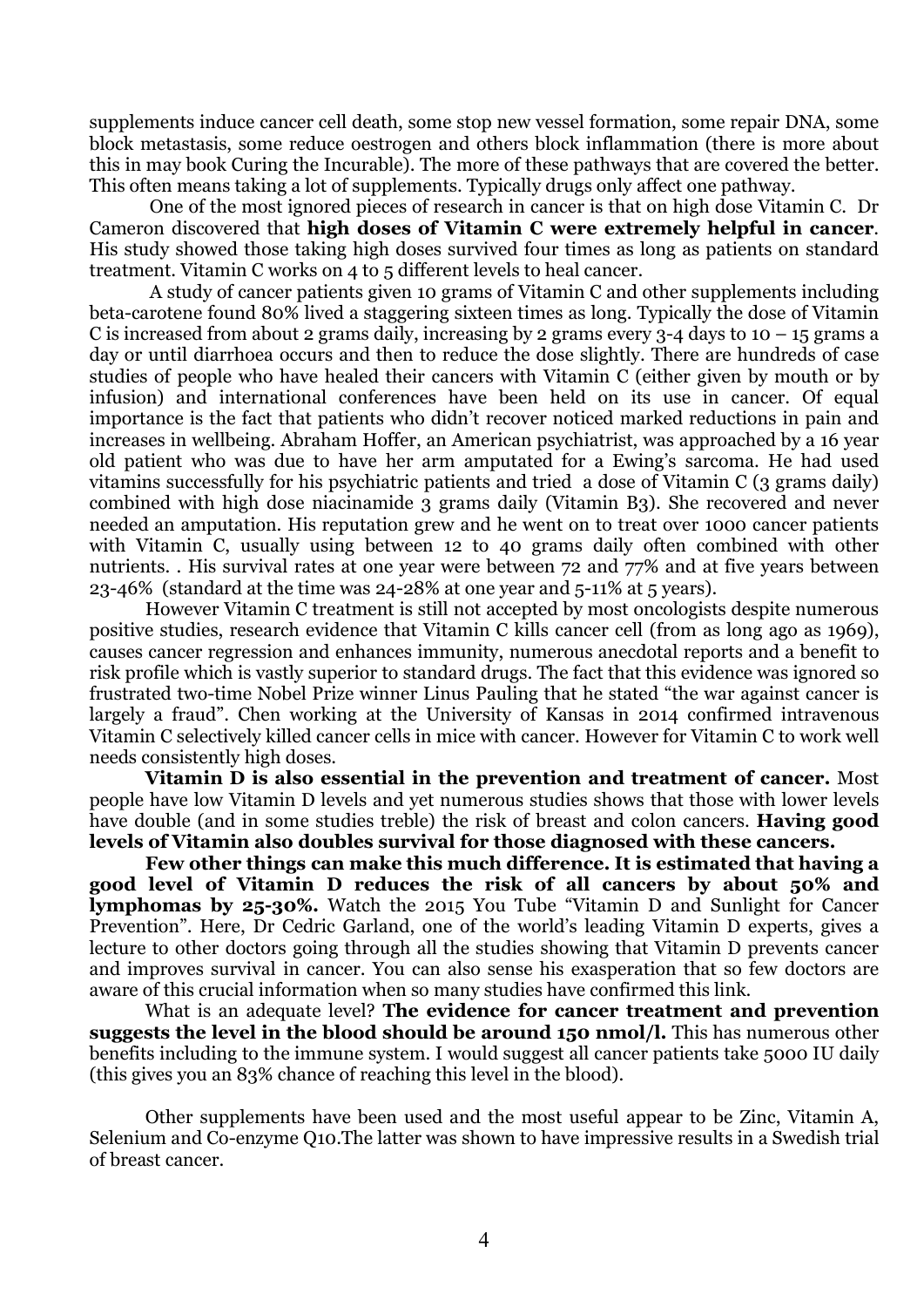supplements induce cancer cell death, some stop new vessel formation, some repair DNA, some block metastasis, some reduce oestrogen and others block inflammation (there is more about this in may book Curing the Incurable). The more of these pathways that are covered the better. This often means taking a lot of supplements. Typically drugs only affect one pathway.

One of the most ignored pieces of research in cancer is that on high dose Vitamin C. Dr Cameron discovered that **high doses of Vitamin C were extremely helpful in cancer**. His study showed those taking high doses survived four times as long as patients on standard treatment. Vitamin C works on 4 to 5 different levels to heal cancer.

A study of cancer patients given 10 grams of Vitamin C and other supplements including beta-carotene found 80% lived a staggering sixteen times as long. Typically the dose of Vitamin C is increased from about 2 grams daily, increasing by 2 grams every 3-4 days to 10 – 15 grams a day or until diarrhoea occurs and then to reduce the dose slightly. There are hundreds of case studies of people who have healed their cancers with Vitamin C (either given by mouth or by infusion) and international conferences have been held on its use in cancer. Of equal importance is the fact that patients who didn't recover noticed marked reductions in pain and increases in wellbeing. Abraham Hoffer, an American psychiatrist, was approached by a 16 year old patient who was due to have her arm amputated for a Ewing's sarcoma. He had used vitamins successfully for his psychiatric patients and tried a dose of Vitamin C (3 grams daily) combined with high dose niacinamide 3 grams daily (Vitamin B3). She recovered and never needed an amputation. His reputation grew and he went on to treat over 1000 cancer patients with Vitamin C, usually using between 12 to 40 grams daily often combined with other nutrients. . His survival rates at one year were between 72 and 77% and at five years between 23-46% (standard at the time was 24-28% at one year and 5-11% at 5 years).

However Vitamin C treatment is still not accepted by most oncologists despite numerous positive studies, research evidence that Vitamin C kills cancer cell (from as long ago as 1969), causes cancer regression and enhances immunity, numerous anecdotal reports and a benefit to risk profile which is vastly superior to standard drugs. The fact that this evidence was ignored so frustrated two-time Nobel Prize winner Linus Pauling that he stated "the war against cancer is largely a fraud". Chen working at the University of Kansas in 2014 confirmed intravenous Vitamin C selectively killed cancer cells in mice with cancer. However for Vitamin C to work well needs consistently high doses.

**Vitamin D is also essential in the prevention and treatment of cancer.** Most people have low Vitamin D levels and yet numerous studies shows that those with lower levels have double (and in some studies treble) the risk of breast and colon cancers. **Having good levels of Vitamin also doubles survival for those diagnosed with these cancers.**

**Few other things can make this much difference. It is estimated that having a good level of Vitamin D reduces the risk of all cancers by about 50% and lymphomas by 25-30%.** Watch the 2015 You Tube "Vitamin D and Sunlight for Cancer Prevention". Here, Dr Cedric Garland, one of the world's leading Vitamin D experts, gives a lecture to other doctors going through all the studies showing that Vitamin D prevents cancer and improves survival in cancer. You can also sense his exasperation that so few doctors are aware of this crucial information when so many studies have confirmed this link.

What is an adequate level? **The evidence for cancer treatment and prevention suggests the level in the blood should be around 150 nmol/l.** This has numerous other benefits including to the immune system. I would suggest all cancer patients take 5000 IU daily (this gives you an 83% chance of reaching this level in the blood).

Other supplements have been used and the most useful appear to be Zinc, Vitamin A, Selenium and Co-enzyme Q10.The latter was shown to have impressive results in a Swedish trial of breast cancer.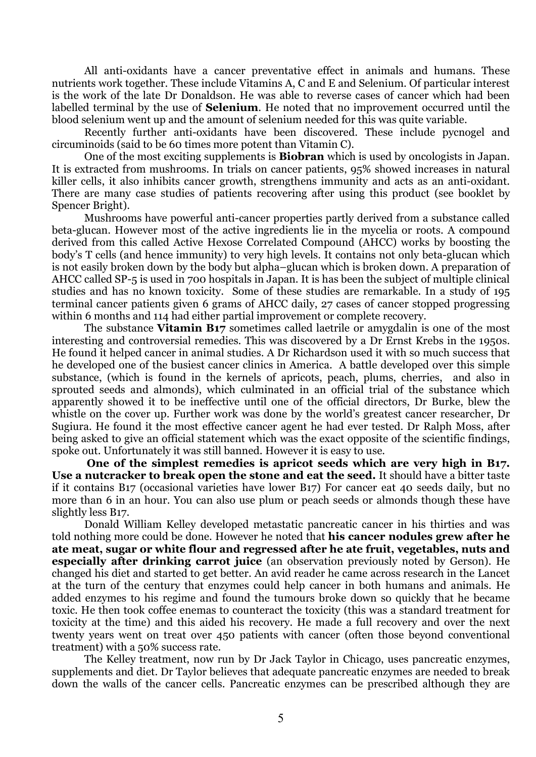All anti-oxidants have a cancer preventative effect in animals and humans. These nutrients work together. These include Vitamins A, C and E and Selenium. Of particular interest is the work of the late Dr Donaldson. He was able to reverse cases of cancer which had been labelled terminal by the use of **Selenium**. He noted that no improvement occurred until the blood selenium went up and the amount of selenium needed for this was quite variable.

Recently further anti-oxidants have been discovered. These include pycnogel and circuminoids (said to be 60 times more potent than Vitamin C).

One of the most exciting supplements is **Biobran** which is used by oncologists in Japan. It is extracted from mushrooms. In trials on cancer patients, 95% showed increases in natural killer cells, it also inhibits cancer growth, strengthens immunity and acts as an anti-oxidant. There are many case studies of patients recovering after using this product (see booklet by Spencer Bright).

Mushrooms have powerful anti-cancer properties partly derived from a substance called beta-glucan. However most of the active ingredients lie in the mycelia or roots. A compound derived from this called Active Hexose Correlated Compound (AHCC) works by boosting the body's T cells (and hence immunity) to very high levels. It contains not only beta-glucan which is not easily broken down by the body but alpha–glucan which is broken down. A preparation of AHCC called SP-5 is used in 700 hospitals in Japan. It is has been the subject of multiple clinical studies and has no known toxicity. Some of these studies are remarkable. In a study of 195 terminal cancer patients given 6 grams of AHCC daily, 27 cases of cancer stopped progressing within 6 months and 114 had either partial improvement or complete recovery.

The substance **Vitamin B17** sometimes called laetrile or amygdalin is one of the most interesting and controversial remedies. This was discovered by a Dr Ernst Krebs in the 1950s. He found it helped cancer in animal studies. A Dr Richardson used it with so much success that he developed one of the busiest cancer clinics in America. A battle developed over this simple substance, (which is found in the kernels of apricots, peach, plums, cherries, and also in sprouted seeds and almonds), which culminated in an official trial of the substance which apparently showed it to be ineffective until one of the official directors, Dr Burke, blew the whistle on the cover up. Further work was done by the world's greatest cancer researcher, Dr Sugiura. He found it the most effective cancer agent he had ever tested. Dr Ralph Moss, after being asked to give an official statement which was the exact opposite of the scientific findings, spoke out. Unfortunately it was still banned. However it is easy to use.

**One of the simplest remedies is apricot seeds which are very high in B17. Use a nutcracker to break open the stone and eat the seed.** It should have a bitter taste if it contains B17 (occasional varieties have lower B17) For cancer eat 40 seeds daily, but no more than 6 in an hour. You can also use plum or peach seeds or almonds though these have slightly less B17.

Donald William Kelley developed metastatic pancreatic cancer in his thirties and was told nothing more could be done. However he noted that **his cancer nodules grew after he ate meat, sugar or white flour and regressed after he ate fruit, vegetables, nuts and especially after drinking carrot juice** (an observation previously noted by Gerson). He changed his diet and started to get better. An avid reader he came across research in the Lancet at the turn of the century that enzymes could help cancer in both humans and animals. He added enzymes to his regime and found the tumours broke down so quickly that he became toxic. He then took coffee enemas to counteract the toxicity (this was a standard treatment for toxicity at the time) and this aided his recovery. He made a full recovery and over the next twenty years went on treat over 450 patients with cancer (often those beyond conventional treatment) with a 50% success rate.

The Kelley treatment, now run by Dr Jack Taylor in Chicago, uses pancreatic enzymes, supplements and diet. Dr Taylor believes that adequate pancreatic enzymes are needed to break down the walls of the cancer cells. Pancreatic enzymes can be prescribed although they are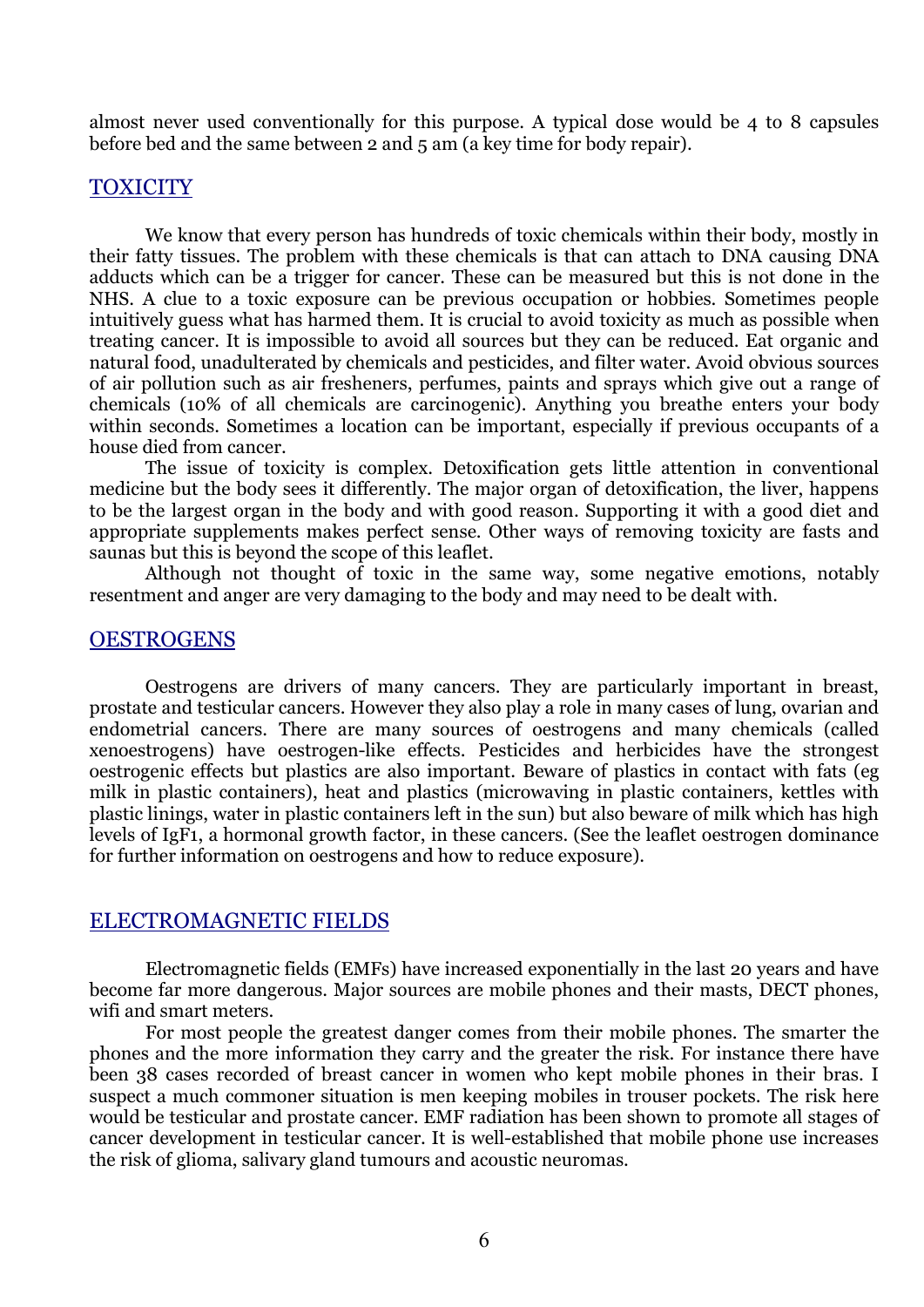almost never used conventionally for this purpose. A typical dose would be 4 to 8 capsules before bed and the same between 2 and 5 am (a key time for body repair).

## TOXICITY

We know that every person has hundreds of toxic chemicals within their body, mostly in their fatty tissues. The problem with these chemicals is that can attach to DNA causing DNA adducts which can be a trigger for cancer. These can be measured but this is not done in the NHS. A clue to a toxic exposure can be previous occupation or hobbies. Sometimes people intuitively guess what has harmed them. It is crucial to avoid toxicity as much as possible when treating cancer. It is impossible to avoid all sources but they can be reduced. Eat organic and natural food, unadulterated by chemicals and pesticides, and filter water. Avoid obvious sources of air pollution such as air fresheners, perfumes, paints and sprays which give out a range of chemicals (10% of all chemicals are carcinogenic). Anything you breathe enters your body within seconds. Sometimes a location can be important, especially if previous occupants of a house died from cancer.

The issue of toxicity is complex. Detoxification gets little attention in conventional medicine but the body sees it differently. The major organ of detoxification, the liver, happens to be the largest organ in the body and with good reason. Supporting it with a good diet and appropriate supplements makes perfect sense. Other ways of removing toxicity are fasts and saunas but this is beyond the scope of this leaflet.

Although not thought of toxic in the same way, some negative emotions, notably resentment and anger are very damaging to the body and may need to be dealt with.

## OESTROGENS

Oestrogens are drivers of many cancers. They are particularly important in breast, prostate and testicular cancers. However they also play a role in many cases of lung, ovarian and endometrial cancers. There are many sources of oestrogens and many chemicals (called xenoestrogens) have oestrogen-like effects. Pesticides and herbicides have the strongest oestrogenic effects but plastics are also important. Beware of plastics in contact with fats (eg milk in plastic containers), heat and plastics (microwaving in plastic containers, kettles with plastic linings, water in plastic containers left in the sun) but also beware of milk which has high levels of IgF1, a hormonal growth factor, in these cancers. (See the leaflet oestrogen dominance for further information on oestrogens and how to reduce exposure).

## ELECTROMAGNETIC FIELDS

Electromagnetic fields (EMFs) have increased exponentially in the last 20 years and have become far more dangerous. Major sources are mobile phones and their masts, DECT phones, wifi and smart meters.

For most people the greatest danger comes from their mobile phones. The smarter the phones and the more information they carry and the greater the risk. For instance there have been 38 cases recorded of breast cancer in women who kept mobile phones in their bras. I suspect a much commoner situation is men keeping mobiles in trouser pockets. The risk here would be testicular and prostate cancer. EMF radiation has been shown to promote all stages of cancer development in testicular cancer. It is well-established that mobile phone use increases the risk of glioma, salivary gland tumours and acoustic neuromas.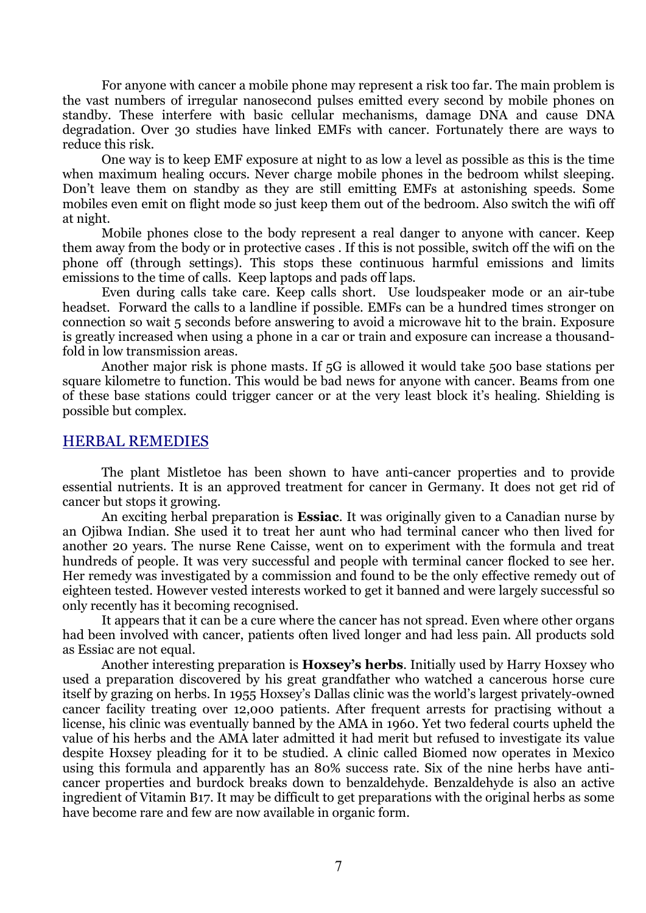For anyone with cancer a mobile phone may represent a risk too far. The main problem is the vast numbers of irregular nanosecond pulses emitted every second by mobile phones on standby. These interfere with basic cellular mechanisms, damage DNA and cause DNA degradation. Over 30 studies have linked EMFs with cancer. Fortunately there are ways to reduce this risk.

One way is to keep EMF exposure at night to as low a level as possible as this is the time when maximum healing occurs. Never charge mobile phones in the bedroom whilst sleeping. Don't leave them on standby as they are still emitting EMFs at astonishing speeds. Some mobiles even emit on flight mode so just keep them out of the bedroom. Also switch the wifi off at night.

Mobile phones close to the body represent a real danger to anyone with cancer. Keep them away from the body or in protective cases . If this is not possible, switch off the wifi on the phone off (through settings). This stops these continuous harmful emissions and limits emissions to the time of calls. Keep laptops and pads off laps.

Even during calls take care. Keep calls short. Use loudspeaker mode or an air-tube headset. Forward the calls to a landline if possible. EMFs can be a hundred times stronger on connection so wait 5 seconds before answering to avoid a microwave hit to the brain. Exposure is greatly increased when using a phone in a car or train and exposure can increase a thousand-fold in low transmission areas.

Another major risk is phone masts. If 5G is allowed it would take 500 base stations per square kilometre to function. This would be bad news for anyone with cancer. Beams from one of these base stations could trigger cancer or at the very least block it's healing. Shielding is possible but complex.

## HERBAL REMEDIES

The plant Mistletoe has been shown to have anti-cancer properties and to provide essential nutrients. It is an approved treatment for cancer in Germany. It does not get rid of cancer but stops it growing.

An exciting herbal preparation is **Essiac**. It was originally given to a Canadian nurse by an Ojibwa Indian. She used it to treat her aunt who had terminal cancer who then lived for another 20 years. The nurse Rene Caisse, went on to experiment with the formula and treat hundreds of people. It was very successful and people with terminal cancer flocked to see her. Her remedy was investigated by a commission and found to be the only effective remedy out of eighteen tested. However vested interests worked to get it banned and were largely successful so only recently has it becoming recognised.

It appears that it can be a cure where the cancer has not spread. Even where other organs had been involved with cancer, patients often lived longer and had less pain. All products sold as Essiac are not equal.

Another interesting preparation is **Hoxsey's herbs**. Initially used by Harry Hoxsey who used a preparation discovered by his great grandfather who watched a cancerous horse cure itself by grazing on herbs. In 1955 Hoxsey's Dallas clinic was the world's largest privately-owned cancer facility treating over 12,000 patients. After frequent arrests for practising without a license, his clinic was eventually banned by the AMA in 1960. Yet two federal courts upheld the value of his herbs and the AMA later admitted it had merit but refused to investigate its value despite Hoxsey pleading for it to be studied. A clinic called Biomed now operates in Mexico using this formula and apparently has an 80% success rate. Six of the nine herbs have anti-cancer properties and burdock breaks down to benzaldehyde. Benzaldehyde is also an active ingredient of Vitamin B17. It may be difficult to get preparations with the original herbs as some have become rare and few are now available in organic form.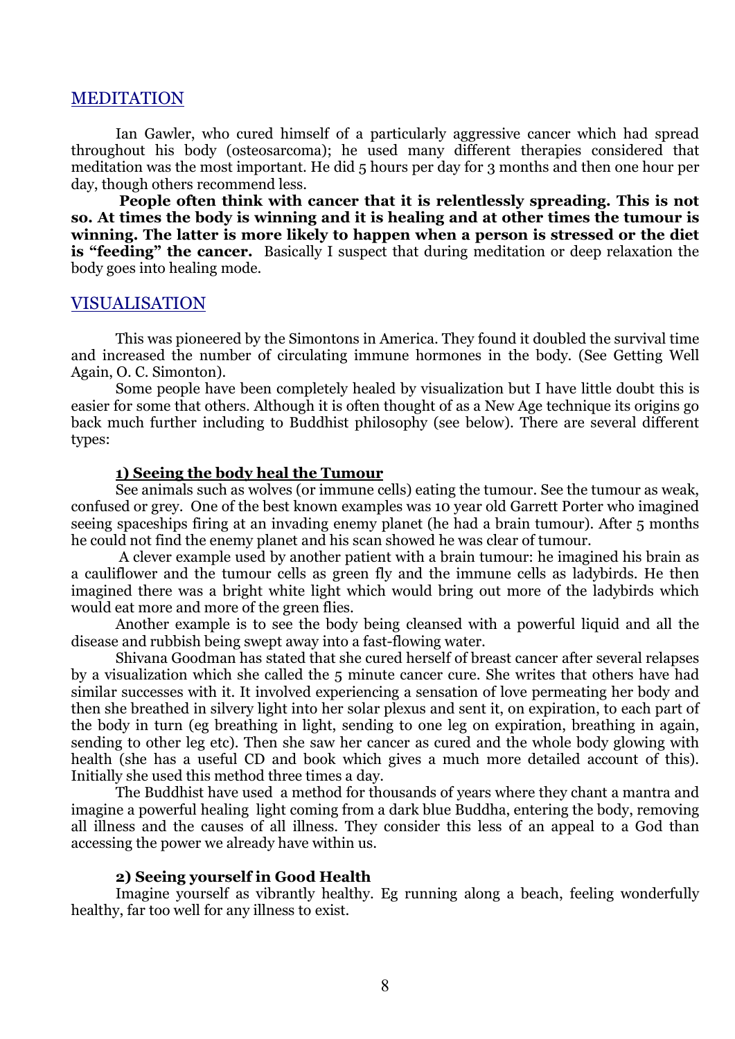## MEDITATION

Ian Gawler, who cured himself of a particularly aggressive cancer which had spread throughout his body (osteosarcoma); he used many different therapies considered that meditation was the most important. He did 5 hours per day for 3 months and then one hour per day, though others recommend less.

**People often think with cancer that it is relentlessly spreading. This is not so. At times the body is winning and it is healing and at other times the tumour is winning. The latter is more likely to happen when a person is stressed or the diet is "feeding" the cancer.** Basically I suspect that during meditation or deep relaxation the body goes into healing mode.

## VISUALISATION

This was pioneered by the Simontons in America. They found it doubled the survival time and increased the number of circulating immune hormones in the body. (See Getting Well Again, O. C. Simonton).

Some people have been completely healed by visualization but I have little doubt this is easier for some that others. Although it is often thought of as a New Age technique its origins go back much further including to Buddhist philosophy (see below). There are several different types:

### 1) Seeing the body heal the Tumour

See animals such as wolves (or immune cells) eating the tumour. See the tumour as weak, confused or grey. One of the best known examples was 10 year old Garrett Porter who imagined seeing spaceships firing at an invading enemy planet (he had a brain tumour). After 5 months he could not find the enemy planet and his scan showed he was clear of tumour.

A clever example used by another patient with a brain tumour: he imagined his brain as a cauliflower and the tumour cells as green fly and the immune cells as ladybirds. He then imagined there was a bright white light which would bring out more of the ladybirds which would eat more and more of the green flies.

Another example is to see the body being cleansed with a powerful liquid and all the disease and rubbish being swept away into a fast-flowing water.

Shivana Goodman has stated that she cured herself of breast cancer after several relapses by a visualization which she called the 5 minute cancer cure. She writes that others have had similar successes with it. It involved experiencing a sensation of love permeating her body and then she breathed in silvery light into her solar plexus and sent it, on expiration, to each part of the body in turn (eg breathing in light, sending to one leg on expiration, breathing in again, sending to other leg etc). Then she saw her cancer as cured and the whole body glowing with health (she has a useful CD and book which gives a much more detailed account of this). Initially she used this method three times a day.

The Buddhist have used a method for thousands of years where they chant a mantra and imagine a powerful healing light coming from a dark blue Buddha, entering the body, removing all illness and the causes of all illness. They consider this less of an appeal to a God than accessing the power we already have within us.

### 2) Seeing yourself in Good Health

Imagine yourself as vibrantly healthy. Eg running along a beach, feeling wonderfully healthy, far too well for any illness to exist.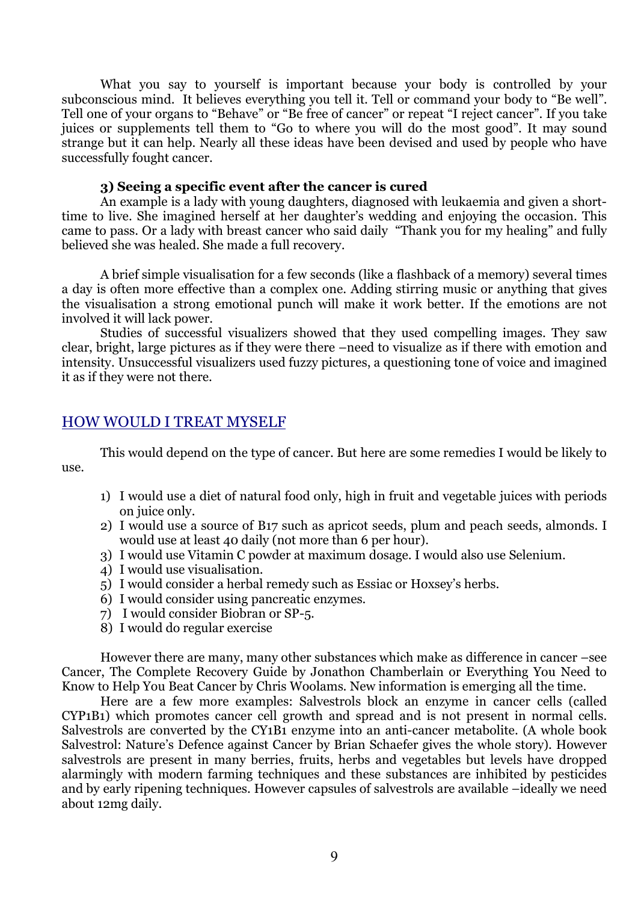What you say to yourself is important because your body is controlled by your subconscious mind. It believes everything you tell it. Tell or command your body to "Be well". Tell one of your organs to "Behave" or "Be free of cancer" or repeat "I reject cancer". If you take juices or supplements tell them to "Go to where you will do the most good". It may sound strange but it can help. Nearly all these ideas have been devised and used by people who have successfully fought cancer.

**3) Seeing a specific event after the cancer is cured**

An example is a lady with young daughters, diagnosed with leukaemia and given a short-time to live. She imagined herself at her daughter's wedding and enjoying the occasion. This came to pass. Or a lady with breast cancer who said daily "Thank you for my healing" and fully believed she was healed. She made a full recovery.

A brief simple visualisation for a few seconds (like a flashback of a memory) several times a day is often more effective than a complex one. Adding stirring music or anything that gives the visualisation a strong emotional punch will make it work better. If the emotions are not involved it will lack power.

Studies of successful visualizers showed that they used compelling images. They saw clear, bright, large pictures as if they were there –need to visualize as if there with emotion and intensity. Unsuccessful visualizers used fuzzy pictures, a questioning tone of voice and imagined it as if they were not there.

## HOW WOULD I TREAT MYSELF

This would depend on the type of cancer. But here are some remedies I would be likely to use.

1) I would use a diet of natural food only, high in fruit and vegetable juices with periods on juice only.
2) I would use a source of B17 such as apricot seeds, plum and peach seeds, almonds. I would use at least 40 daily (not more than 6 per hour).
3) I would use Vitamin C powder at maximum dosage. I would also use Selenium.
4) I would use visualisation.
5) I would consider a herbal remedy such as Essiac or Hoxsey's herbs.
6) I would consider using pancreatic enzymes.
7) I would consider Biobran or SP-5.
8) I would do regular exercise

However there are many, many other substances which make as difference in cancer –see Cancer, The Complete Recovery Guide by Jonathon Chamberlain or Everything You Need to Know to Help You Beat Cancer by Chris Woolams. New information is emerging all the time.

Here are a few more examples: Salvestrols block an enzyme in cancer cells (called CYP1B1) which promotes cancer cell growth and spread and is not present in normal cells. Salvestrols are converted by the CY1B1 enzyme into an anti-cancer metabolite. (A whole book Salvestrol: Nature's Defence against Cancer by Brian Schaefer gives the whole story). However salvestrols are present in many berries, fruits, herbs and vegetables but levels have dropped alarmingly with modern farming techniques and these substances are inhibited by pesticides and by early ripening techniques. However capsules of salvestrols are available –ideally we need about 12mg daily.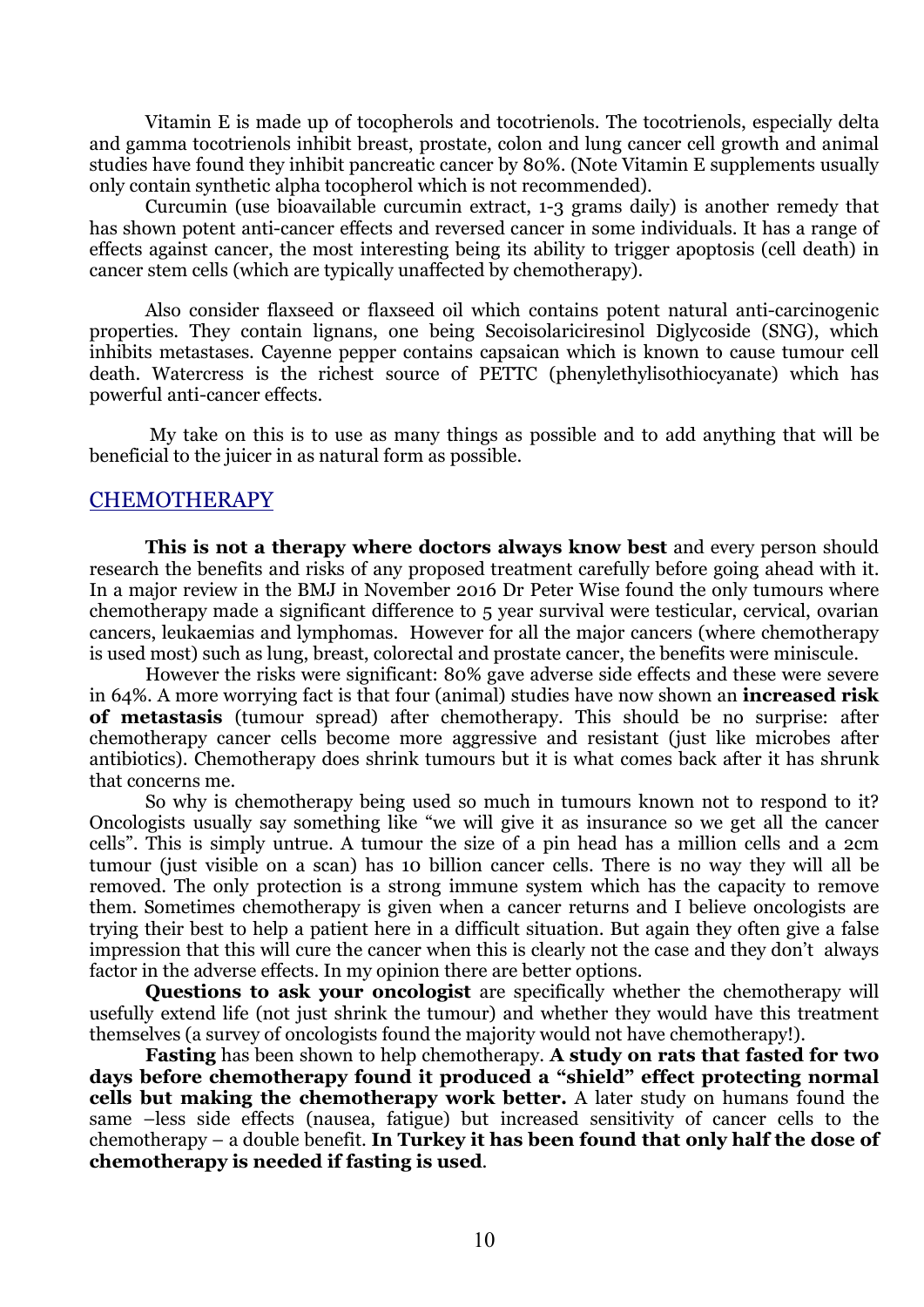Vitamin E is made up of tocopherols and tocotrienols. The tocotrienols, especially delta and gamma tocotrienols inhibit breast, prostate, colon and lung cancer cell growth and animal studies have found they inhibit pancreatic cancer by 80%. (Note Vitamin E supplements usually only contain synthetic alpha tocopherol which is not recommended).

Curcumin (use bioavailable curcumin extract, 1-3 grams daily) is another remedy that has shown potent anti-cancer effects and reversed cancer in some individuals. It has a range of effects against cancer, the most interesting being its ability to trigger apoptosis (cell death) in cancer stem cells (which are typically unaffected by chemotherapy).

Also consider flaxseed or flaxseed oil which contains potent natural anti-carcinogenic properties. They contain lignans, one being Secoisolariciresinol Diglycoside (SNG), which inhibits metastases. Cayenne pepper contains capsaican which is known to cause tumour cell death. Watercress is the richest source of PETTC (phenylethylisothiocyanate) which has powerful anti-cancer effects.

My take on this is to use as many things as possible and to add anything that will be beneficial to the juicer in as natural form as possible.

## CHEMOTHERAPY

**This is not a therapy where doctors always know best** and every person should research the benefits and risks of any proposed treatment carefully before going ahead with it. In a major review in the BMJ in November 2016 Dr Peter Wise found the only tumours where chemotherapy made a significant difference to 5 year survival were testicular, cervical, ovarian cancers, leukaemias and lymphomas. However for all the major cancers (where chemotherapy is used most) such as lung, breast, colorectal and prostate cancer, the benefits were miniscule.

However the risks were significant: 80% gave adverse side effects and these were severe in 64%. A more worrying fact is that four (animal) studies have now shown an **increased risk of metastasis** (tumour spread) after chemotherapy. This should be no surprise: after chemotherapy cancer cells become more aggressive and resistant (just like microbes after antibiotics). Chemotherapy does shrink tumours but it is what comes back after it has shrunk that concerns me.

So why is chemotherapy being used so much in tumours known not to respond to it? Oncologists usually say something like "we will give it as insurance so we get all the cancer cells". This is simply untrue. A tumour the size of a pin head has a million cells and a 2cm tumour (just visible on a scan) has 10 billion cancer cells. There is no way they will all be removed. The only protection is a strong immune system which has the capacity to remove them. Sometimes chemotherapy is given when a cancer returns and I believe oncologists are trying their best to help a patient here in a difficult situation. But again they often give a false impression that this will cure the cancer when this is clearly not the case and they don't always factor in the adverse effects. In my opinion there are better options.

**Questions to ask your oncologist** are specifically whether the chemotherapy will usefully extend life (not just shrink the tumour) and whether they would have this treatment themselves (a survey of oncologists found the majority would not have chemotherapy!).

**Fasting** has been shown to help chemotherapy. **A study on rats that fasted for two days before chemotherapy found it produced a "shield" effect protecting normal cells but making the chemotherapy work better.** A later study on humans found the same –less side effects (nausea, fatigue) but increased sensitivity of cancer cells to the chemotherapy – a double benefit. **In Turkey it has been found that only half the dose of chemotherapy is needed if fasting is used**.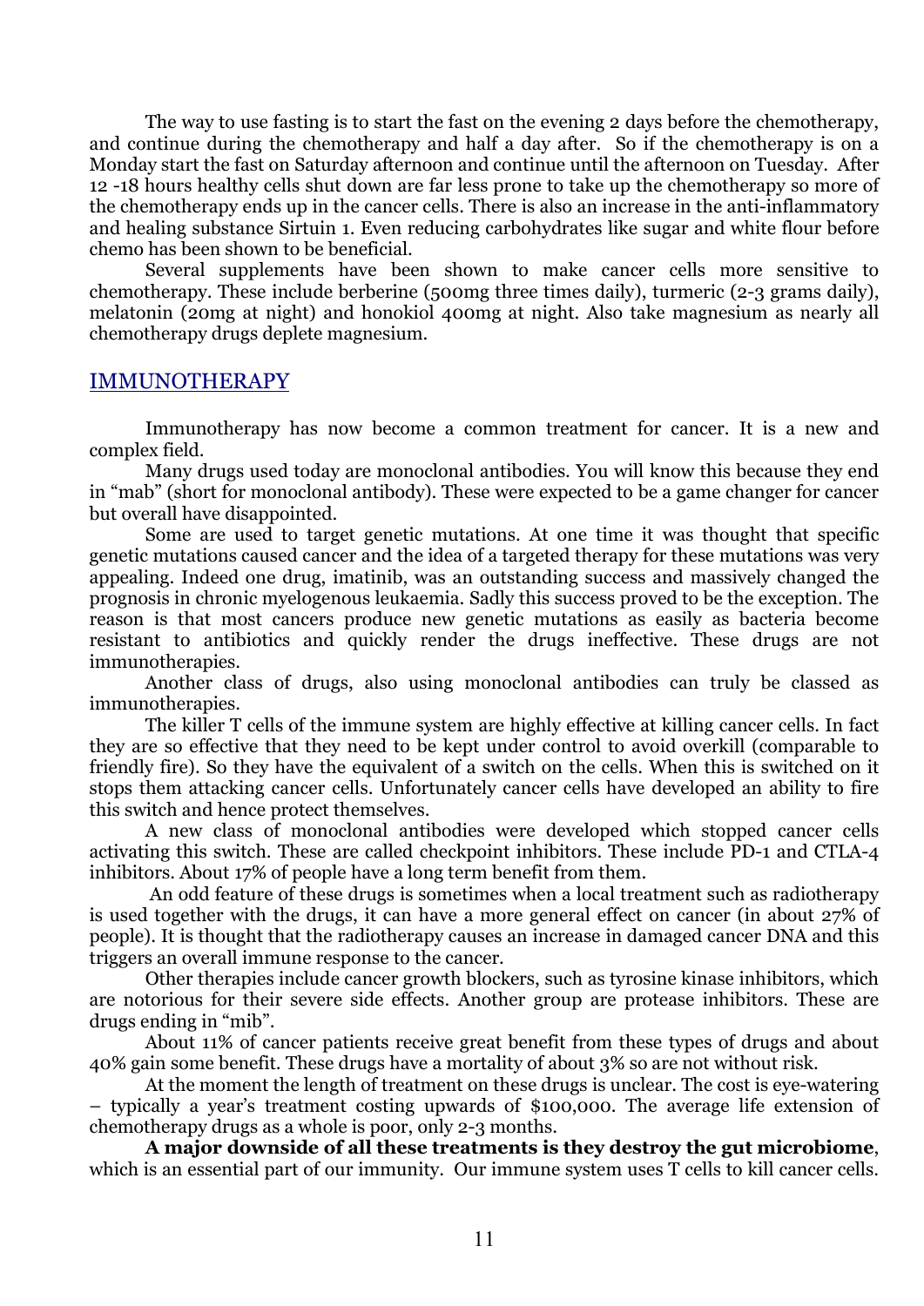The way to use fasting is to start the fast on the evening 2 days before the chemotherapy, and continue during the chemotherapy and half a day after. So if the chemotherapy is on a Monday start the fast on Saturday afternoon and continue until the afternoon on Tuesday. After 12 -18 hours healthy cells shut down are far less prone to take up the chemotherapy so more of the chemotherapy ends up in the cancer cells. There is also an increase in the anti-inflammatory and healing substance Sirtuin 1. Even reducing carbohydrates like sugar and white flour before chemo has been shown to be beneficial.

Several supplements have been shown to make cancer cells more sensitive to chemotherapy. These include berberine (500mg three times daily), turmeric (2-3 grams daily), melatonin (20mg at night) and honokiol 400mg at night. Also take magnesium as nearly all chemotherapy drugs deplete magnesium.

## IMMUNOTHERAPY

Immunotherapy has now become a common treatment for cancer. It is a new and complex field.

Many drugs used today are monoclonal antibodies. You will know this because they end in "mab" (short for monoclonal antibody). These were expected to be a game changer for cancer but overall have disappointed.

Some are used to target genetic mutations. At one time it was thought that specific genetic mutations caused cancer and the idea of a targeted therapy for these mutations was very appealing. Indeed one drug, imatinib, was an outstanding success and massively changed the prognosis in chronic myelogenous leukaemia. Sadly this success proved to be the exception. The reason is that most cancers produce new genetic mutations as easily as bacteria become resistant to antibiotics and quickly render the drugs ineffective. These drugs are not immunotherapies.

Another class of drugs, also using monoclonal antibodies can truly be classed as immunotherapies.

The killer T cells of the immune system are highly effective at killing cancer cells. In fact they are so effective that they need to be kept under control to avoid overkill (comparable to friendly fire). So they have the equivalent of a switch on the cells. When this is switched on it stops them attacking cancer cells. Unfortunately cancer cells have developed an ability to fire this switch and hence protect themselves.

A new class of monoclonal antibodies were developed which stopped cancer cells activating this switch. These are called checkpoint inhibitors. These include PD-1 and CTLA-4 inhibitors. About 17% of people have a long term benefit from them.

An odd feature of these drugs is sometimes when a local treatment such as radiotherapy is used together with the drugs, it can have a more general effect on cancer (in about 27% of people). It is thought that the radiotherapy causes an increase in damaged cancer DNA and this triggers an overall immune response to the cancer.

Other therapies include cancer growth blockers, such as tyrosine kinase inhibitors, which are notorious for their severe side effects. Another group are protease inhibitors. These are drugs ending in "mib".

About 11% of cancer patients receive great benefit from these types of drugs and about 40% gain some benefit. These drugs have a mortality of about 3% so are not without risk.

At the moment the length of treatment on these drugs is unclear. The cost is eye-watering – typically a year's treatment costing upwards of $100,000. The average life extension of chemotherapy drugs as a whole is poor, only 2-3 months.

**A major downside of all these treatments is they destroy the gut microbiome**, which is an essential part of our immunity. Our immune system uses T cells to kill cancer cells.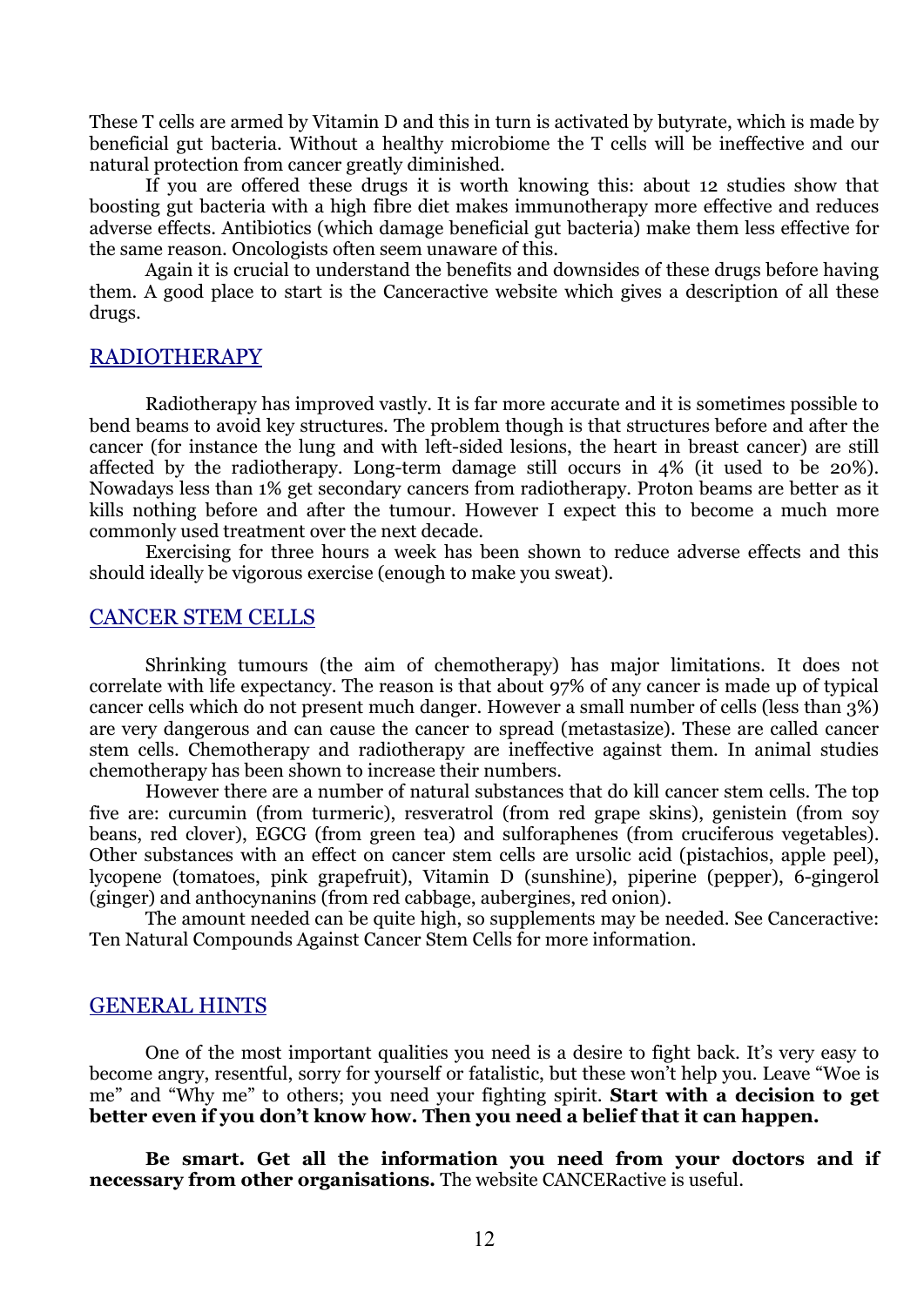These T cells are armed by Vitamin D and this in turn is activated by butyrate, which is made by beneficial gut bacteria. Without a healthy microbiome the T cells will be ineffective and our natural protection from cancer greatly diminished.

If you are offered these drugs it is worth knowing this: about 12 studies show that boosting gut bacteria with a high fibre diet makes immunotherapy more effective and reduces adverse effects. Antibiotics (which damage beneficial gut bacteria) make them less effective for the same reason. Oncologists often seem unaware of this.

Again it is crucial to understand the benefits and downsides of these drugs before having them. A good place to start is the Canceractive website which gives a description of all these drugs.

## RADIOTHERAPY

Radiotherapy has improved vastly. It is far more accurate and it is sometimes possible to bend beams to avoid key structures. The problem though is that structures before and after the cancer (for instance the lung and with left-sided lesions, the heart in breast cancer) are still affected by the radiotherapy. Long-term damage still occurs in 4% (it used to be 20%). Nowadays less than 1% get secondary cancers from radiotherapy. Proton beams are better as it kills nothing before and after the tumour. However I expect this to become a much more commonly used treatment over the next decade.

Exercising for three hours a week has been shown to reduce adverse effects and this should ideally be vigorous exercise (enough to make you sweat).

## CANCER STEM CELLS

Shrinking tumours (the aim of chemotherapy) has major limitations. It does not correlate with life expectancy. The reason is that about 97% of any cancer is made up of typical cancer cells which do not present much danger. However a small number of cells (less than 3%) are very dangerous and can cause the cancer to spread (metastasize). These are called cancer stem cells. Chemotherapy and radiotherapy are ineffective against them. In animal studies chemotherapy has been shown to increase their numbers.

However there are a number of natural substances that do kill cancer stem cells. The top five are: curcumin (from turmeric), resveratrol (from red grape skins), genistein (from soy beans, red clover), EGCG (from green tea) and sulforaphenes (from cruciferous vegetables). Other substances with an effect on cancer stem cells are ursolic acid (pistachios, apple peel), lycopene (tomatoes, pink grapefruit), Vitamin D (sunshine), piperine (pepper), 6-gingerol (ginger) and anthocynanins (from red cabbage, aubergines, red onion).

The amount needed can be quite high, so supplements may be needed. See Canceractive: Ten Natural Compounds Against Cancer Stem Cells for more information.

## GENERAL HINTS

One of the most important qualities you need is a desire to fight back. It's very easy to become angry, resentful, sorry for yourself or fatalistic, but these won't help you. Leave "Woe is me" and "Why me" to others; you need your fighting spirit. **Start with a decision to get better even if you don't know how. Then you need a belief that it can happen.**

**Be smart. Get all the information you need from your doctors and if necessary from other organisations.** The website CANCERactive is useful.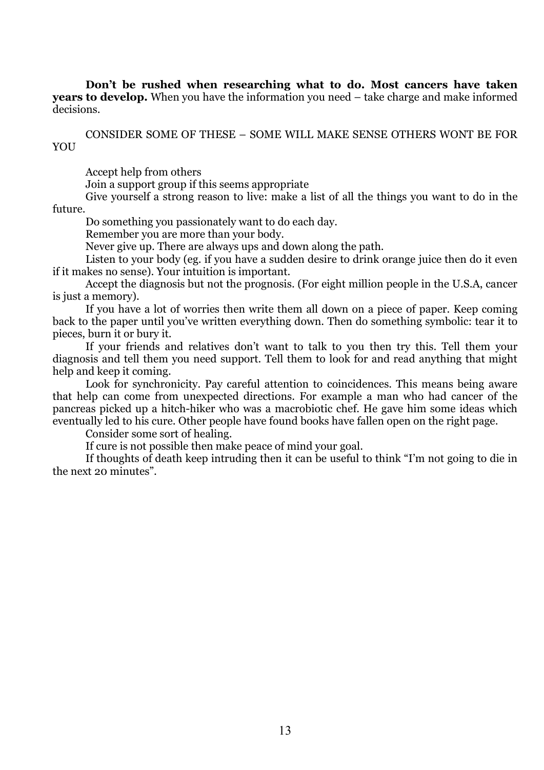**Don't be rushed when researching what to do. Most cancers have taken years to develop.** When you have the information you need – take charge and make informed decisions.

CONSIDER SOME OF THESE – SOME WILL MAKE SENSE OTHERS WONT BE FOR YOU

Accept help from others

Join a support group if this seems appropriate

Give yourself a strong reason to live: make a list of all the things you want to do in the future.

Do something you passionately want to do each day.

Remember you are more than your body.

Never give up. There are always ups and down along the path.

Listen to your body (eg. if you have a sudden desire to drink orange juice then do it even if it makes no sense). Your intuition is important.

Accept the diagnosis but not the prognosis. (For eight million people in the U.S.A, cancer is just a memory).

If you have a lot of worries then write them all down on a piece of paper. Keep coming back to the paper until you've written everything down. Then do something symbolic: tear it to pieces, burn it or bury it.

If your friends and relatives don't want to talk to you then try this. Tell them your diagnosis and tell them you need support. Tell them to look for and read anything that might help and keep it coming.

Look for synchronicity. Pay careful attention to coincidences. This means being aware that help can come from unexpected directions. For example a man who had cancer of the pancreas picked up a hitch-hiker who was a macrobiotic chef. He gave him some ideas which eventually led to his cure. Other people have found books have fallen open on the right page.

Consider some sort of healing.

If cure is not possible then make peace of mind your goal.

If thoughts of death keep intruding then it can be useful to think "I'm not going to die in the next 20 minutes".